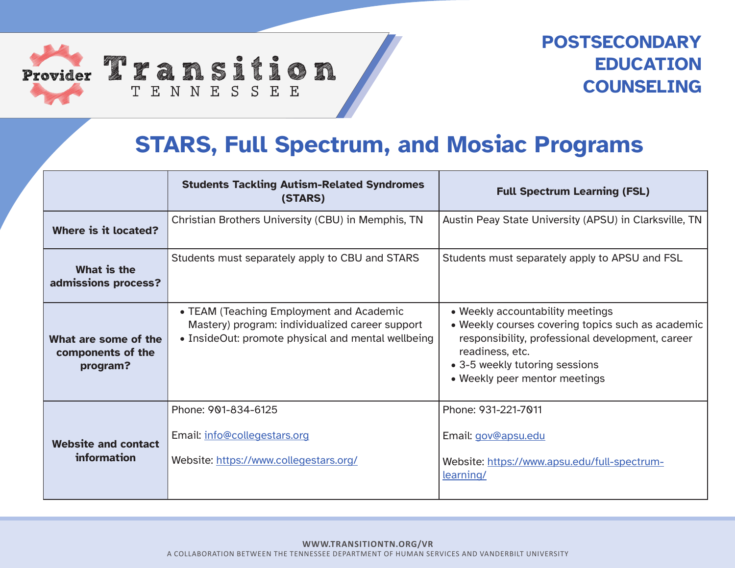# POSTSECONDARY EDUCATION COUNSELING

## STARS, Full Spectrum, and Mosiac Programs

| | Students Tackling Autism-Related Syndromes (STARS) | Full Spectrum Learning (FSL) |
|---|---|---|
| **Where is it located?** | Christian Brothers University (CBU) in Memphis, TN | Austin Peay State University (APSU) in Clarksville, TN |
| **What is the admissions process?** | Students must separately apply to CBU and STARS | Students must separately apply to APSU and FSL |
| **What are some of the components of the program?** | • TEAM (Teaching Employment and Academic Mastery) program: individualized career support<br>• InsideOut: promote physical and mental wellbeing | • Weekly accountability meetings<br>• Weekly courses covering topics such as academic responsibility, professional development, career readiness, etc.<br>• 3-5 weekly tutoring sessions<br>• Weekly peer mentor meetings |
| **Website and contact information** | Phone: 901-834-6125<br><br>Email: info@collegestars.org<br><br>Website: https://www.collegestars.org/ | Phone: 931-221-7011<br><br>Email: gov@apsu.edu<br><br>Website: https://www.apsu.edu/full-spectrum-learning/ |

WWW.TRANSITIONTN.ORG/VR

A COLLABORATION BETWEEN THE TENNESSEE DEPARTMENT OF HUMAN SERVICES AND VANDERBILT UNIVERSITY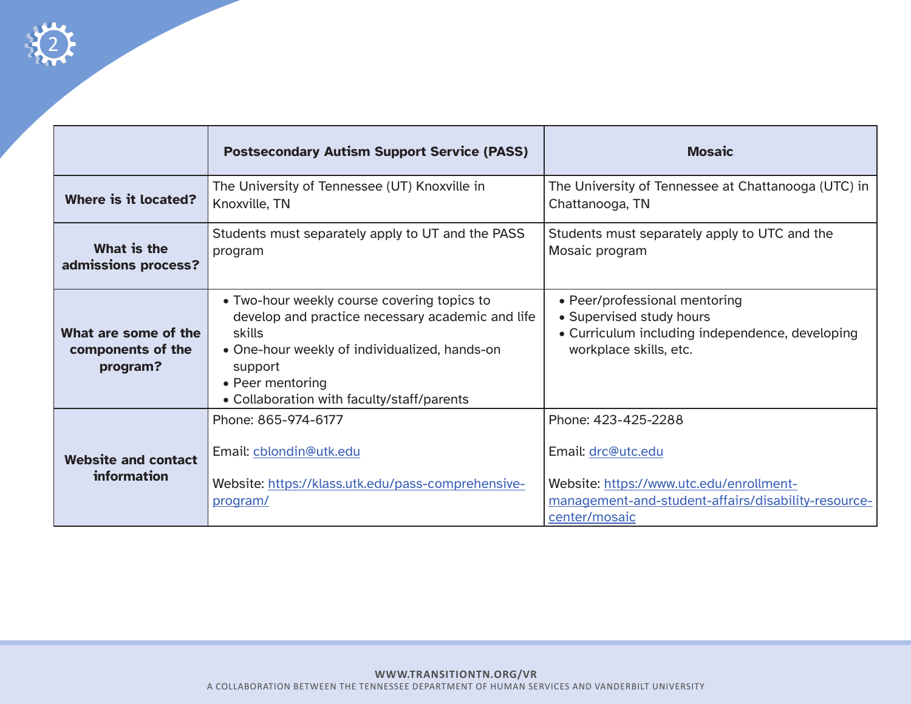| | Postsecondary Autism Support Service (PASS) | Mosaic |
|---|---|---|
| **Where is it located?** | The University of Tennessee (UT) Knoxville in Knoxville, TN | The University of Tennessee at Chattanooga (UTC) in Chattanooga, TN |
| **What is the admissions process?** | Students must separately apply to UT and the PASS program | Students must separately apply to UTC and the Mosaic program |
| **What are some of the components of the program?** | • Two-hour weekly course covering topics to develop and practice necessary academic and life skills<br>• One-hour weekly of individualized, hands-on support<br>• Peer mentoring<br>• Collaboration with faculty/staff/parents | • Peer/professional mentoring<br>• Supervised study hours<br>• Curriculum including independence, developing workplace skills, etc. |
| **Website and contact information** | Phone: 865-974-6177<br><br>Email: cblondin@utk.edu<br><br>Website: https://klass.utk.edu/pass-comprehensive-program/ | Phone: 423-425-2288<br><br>Email: drc@utc.edu<br><br>Website: https://www.utc.edu/enrollment-management-and-student-affairs/disability-resource-center/mosaic |

WWW.TRANSITIONTN.ORG/VR
A COLLABORATION BETWEEN THE TENNESSEE DEPARTMENT OF HUMAN SERVICES AND VANDERBILT UNIVERSITY